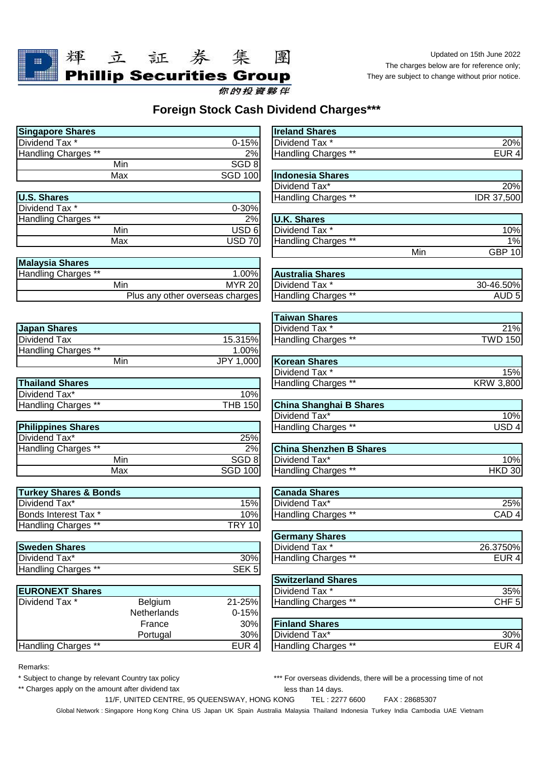輝立証券集團
**Phillip Securities Group**
你的投資夥伴

Updated on 15th June 2022
The charges below are for reference only;
They are subject to change without prior notice.

# Foreign Stock Cash Dividend Charges***

| Singapore Shares | |
|---|---|
| Dividend Tax * | 0-15% |
| Handling Charges ** | 2% |
| Min | SGD 8 |
| Max | SGD 100 |

| U.S. Shares | |
|---|---|
| Dividend Tax * | 0-30% |
| Handling Charges ** | 2% |
| Min | USD 6 |
| Max | USD 70 |

| Malaysia Shares | |
|---|---|
| Handling Charges ** | 1.00% |
| Min | MYR 20 |
| | Plus any other overseas charges |

| Japan Shares | |
|---|---|
| Dividend Tax | 15.315% |
| Handling Charges ** | 1.00% |
| Min | JPY 1,000 |

| Thailand Shares | |
|---|---|
| Dividend Tax* | 10% |
| Handling Charges ** | THB 150 |

| Philippines Shares | |
|---|---|
| Dividend Tax* | 25% |
| Handling Charges ** | 2% |
| Min | SGD 8 |
| Max | SGD 100 |

| Turkey Shares & Bonds | |
|---|---|
| Dividend Tax* | 15% |
| Bonds Interest Tax * | 10% |
| Handling Charges ** | TRY 10 |

| Sweden Shares | |
|---|---|
| Dividend Tax* | 30% |
| Handling Charges ** | SEK 5 |

| EURONEXT Shares | | |
|---|---|---|
| Dividend Tax * | Belgium | 21-25% |
| | Netherlands | 0-15% |
| | France | 30% |
| | Portugal | 30% |
| Handling Charges ** | | EUR 4 |

| Ireland Shares | |
|---|---|
| Dividend Tax * | 20% |
| Handling Charges ** | EUR 4 |

| Indonesia Shares | |
|---|---|
| Dividend Tax* | 20% |
| Handling Charges ** | IDR 37,500 |

| U.K. Shares | |
|---|---|
| Dividend Tax * | 10% |
| Handling Charges ** | 1% |
| Min | GBP 10 |

| Australia Shares | |
|---|---|
| Dividend Tax * | 30-46.50% |
| Handling Charges ** | AUD 5 |

| Taiwan Shares | |
|---|---|
| Dividend Tax * | 21% |
| Handling Charges ** | TWD 150 |

| Korean Shares | |
|---|---|
| Dividend Tax * | 15% |
| Handling Charges ** | KRW 3,800 |

| China Shanghai B Shares | |
|---|---|
| Dividend Tax* | 10% |
| Handling Charges ** | USD 4 |

| China Shenzhen B Shares | |
|---|---|
| Dividend Tax* | 10% |
| Handling Charges ** | HKD 30 |

| Canada Shares | |
|---|---|
| Dividend Tax* | 25% |
| Handling Charges ** | CAD 4 |

| Germany Shares | |
|---|---|
| Dividend Tax * | 26.3750% |
| Handling Charges ** | EUR 4 |

| Switzerland Shares | |
|---|---|
| Dividend Tax * | 35% |
| Handling Charges ** | CHF 5 |

| Finland Shares | |
|---|---|
| Dividend Tax* | 30% |
| Handling Charges ** | EUR 4 |

Remarks:

* Subject to change by relevant Country tax policy
** Charges apply on the amount after dividend tax

*** For overseas dividends, there will be a processing time of not less than 14 days.

11/F, UNITED CENTRE, 95 QUEENSWAY, HONG KONG TEL : 2277 6600 FAX : 28685307

Global Network : Singapore Hong Kong China US Japan UK Spain Australia Malaysia Thailand Indonesia Turkey India Cambodia UAE Vietnam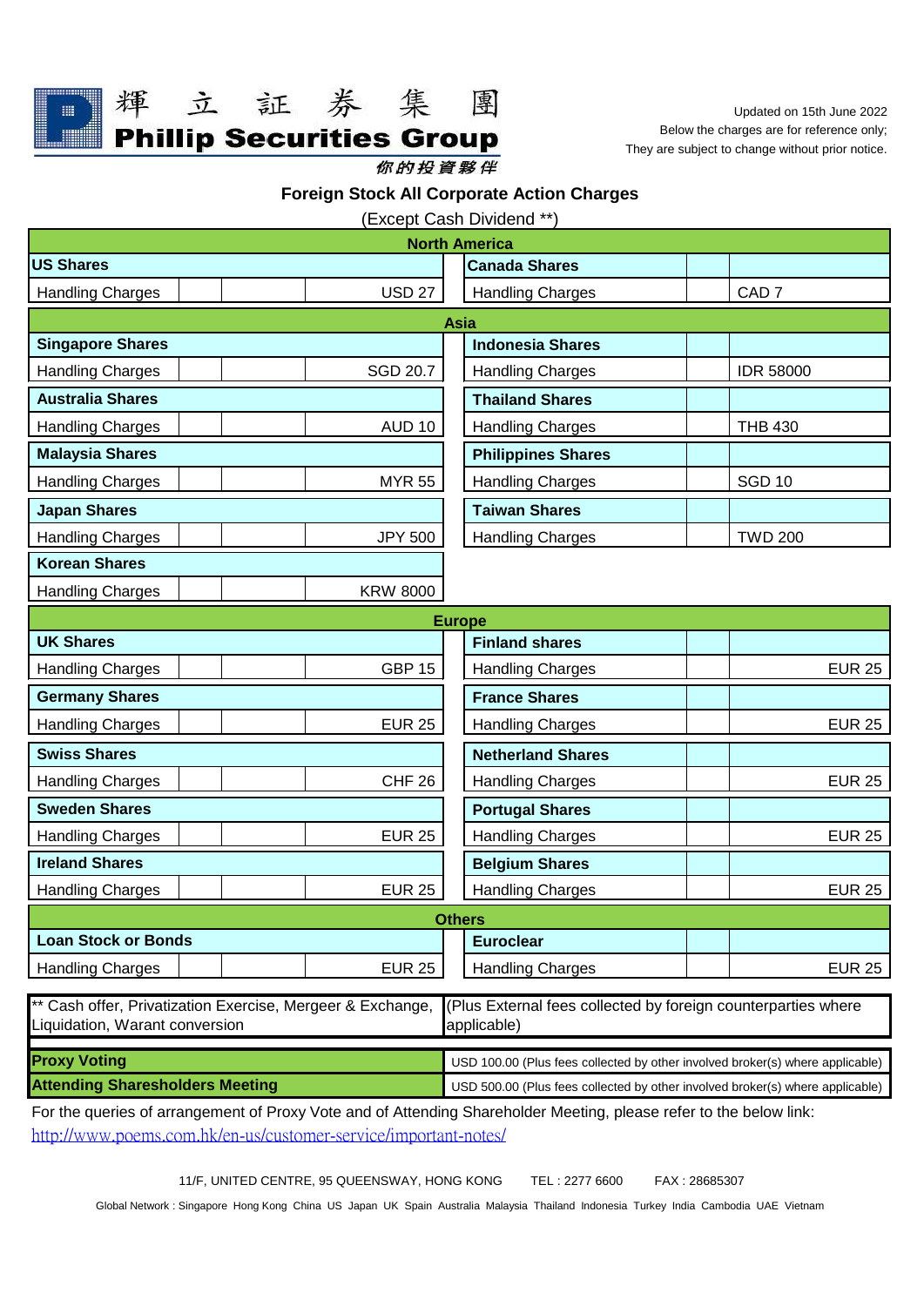輝立証券集團
**Phillip Securities Group**
你的投資夥伴

Updated on 15th June 2022
Below the charges are for reference only;
They are subject to change without prior notice.

## Foreign Stock All Corporate Action Charges

(Except Cash Dividend **)

| North America | | | | |
|---|---|---|---|---|
| **US Shares** | | | **Canada Shares** | |
| Handling Charges | USD 27 | | Handling Charges | CAD 7 |

| Asia | | | | |
|---|---|---|---|---|
| **Singapore Shares** | | | **Indonesia Shares** | |
| Handling Charges | SGD 20.7 | | Handling Charges | IDR 58000 |
| **Australia Shares** | | | **Thailand Shares** | |
| Handling Charges | AUD 10 | | Handling Charges | THB 430 |
| **Malaysia Shares** | | | **Philippines Shares** | |
| Handling Charges | MYR 55 | | Handling Charges | SGD 10 |
| **Japan Shares** | | | **Taiwan Shares** | |
| Handling Charges | JPY 500 | | Handling Charges | TWD 200 |
| **Korean Shares** | | | | |
| Handling Charges | KRW 8000 | | | |

| Europe | | | | |
|---|---|---|---|---|
| **UK Shares** | | | **Finland shares** | |
| Handling Charges | GBP 15 | | Handling Charges | EUR 25 |
| **Germany Shares** | | | **France Shares** | |
| Handling Charges | EUR 25 | | Handling Charges | EUR 25 |
| **Swiss Shares** | | | **Netherland Shares** | |
| Handling Charges | CHF 26 | | Handling Charges | EUR 25 |
| **Sweden Shares** | | | **Portugal Shares** | |
| Handling Charges | EUR 25 | | Handling Charges | EUR 25 |
| **Ireland Shares** | | | **Belgium Shares** | |
| Handling Charges | EUR 25 | | Handling Charges | EUR 25 |

| Others | | | | |
|---|---|---|---|---|
| **Loan Stock or Bonds** | | | **Euroclear** | |
| Handling Charges | EUR 25 | | Handling Charges | EUR 25 |

| ** Cash offer, Privatization Exercise, Mergeer & Exchange, Liquidation, Warant conversion | (Plus External fees collected by foreign counterparties where applicable) |
|---|---|

| | |
|---|---|
| **Proxy Voting** | USD 100.00 (Plus fees collected by other involved broker(s) where applicable) |
| **Attending Shareholders Meeting** | USD 500.00 (Plus fees collected by other involved broker(s) where applicable) |

For the queries of arrangement of Proxy Vote and of Attending Shareholder Meeting, please refer to the below link:
http://www.poems.com.hk/en-us/customer-service/important-notes/

11/F, UNITED CENTRE, 95 QUEENSWAY, HONG KONG TEL : 2277 6600 FAX : 28685307

Global Network : Singapore Hong Kong China US Japan UK Spain Australia Malaysia Thailand Indonesia Turkey India Cambodia UAE Vietnam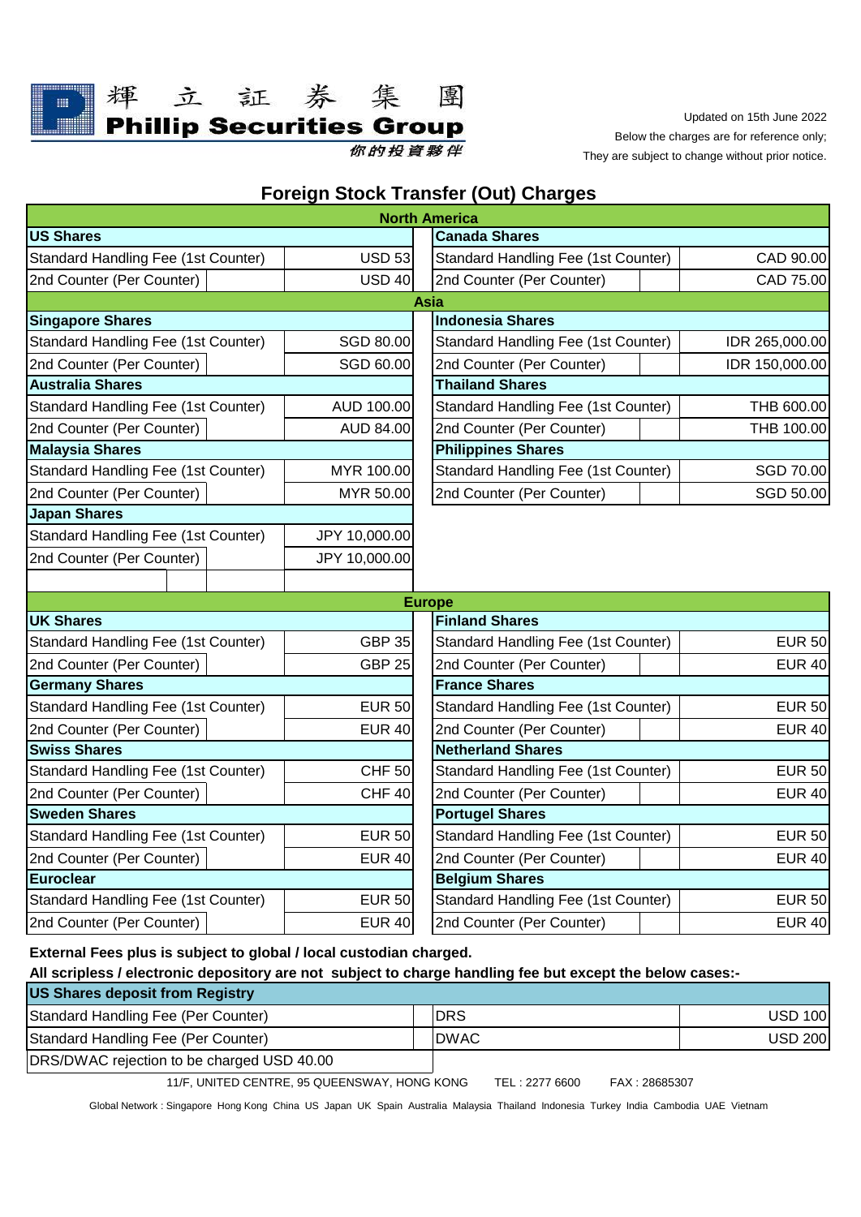輝立証券集團
**Phillip Securities Group**
你的投資夥伴

Updated on 15th June 2022
Below the charges are for reference only;
They are subject to change without prior notice.

# Foreign Stock Transfer (Out) Charges

## North America

| US Shares | | Canada Shares | |
|---|---|---|---|
| Standard Handling Fee (1st Counter) | USD 53 | Standard Handling Fee (1st Counter) | CAD 90.00 |
| 2nd Counter (Per Counter) | USD 40 | 2nd Counter (Per Counter) | CAD 75.00 |

## Asia

| | | | |
|---|---|---|---|
| **Singapore Shares** | | **Indonesia Shares** | |
| Standard Handling Fee (1st Counter) | SGD 80.00 | Standard Handling Fee (1st Counter) | IDR 265,000.00 |
| 2nd Counter (Per Counter) | SGD 60.00 | 2nd Counter (Per Counter) | IDR 150,000.00 |
| **Australia Shares** | | **Thailand Shares** | |
| Standard Handling Fee (1st Counter) | AUD 100.00 | Standard Handling Fee (1st Counter) | THB 600.00 |
| 2nd Counter (Per Counter) | AUD 84.00 | 2nd Counter (Per Counter) | THB 100.00 |
| **Malaysia Shares** | | **Philippines Shares** | |
| Standard Handling Fee (1st Counter) | MYR 100.00 | Standard Handling Fee (1st Counter) | SGD 70.00 |
| 2nd Counter (Per Counter) | MYR 50.00 | 2nd Counter (Per Counter) | SGD 50.00 |
| **Japan Shares** | | | |
| Standard Handling Fee (1st Counter) | JPY 10,000.00 | | |
| 2nd Counter (Per Counter) | JPY 10,000.00 | | |

## Europe

| | | | |
|---|---|---|---|
| **UK Shares** | | **Finland Shares** | |
| Standard Handling Fee (1st Counter) | GBP 35 | Standard Handling Fee (1st Counter) | EUR 50 |
| 2nd Counter (Per Counter) | GBP 25 | 2nd Counter (Per Counter) | EUR 40 |
| **Germany Shares** | | **France Shares** | |
| Standard Handling Fee (1st Counter) | EUR 50 | Standard Handling Fee (1st Counter) | EUR 50 |
| 2nd Counter (Per Counter) | EUR 40 | 2nd Counter (Per Counter) | EUR 40 |
| **Swiss Shares** | | **Netherland Shares** | |
| Standard Handling Fee (1st Counter) | CHF 50 | Standard Handling Fee (1st Counter) | EUR 50 |
| 2nd Counter (Per Counter) | CHF 40 | 2nd Counter (Per Counter) | EUR 40 |
| **Sweden Shares** | | **Portugel Shares** | |
| Standard Handling Fee (1st Counter) | EUR 50 | Standard Handling Fee (1st Counter) | EUR 50 |
| 2nd Counter (Per Counter) | EUR 40 | 2nd Counter (Per Counter) | EUR 40 |
| **Euroclear** | | **Belgium Shares** | |
| Standard Handling Fee (1st Counter) | EUR 50 | Standard Handling Fee (1st Counter) | EUR 50 |
| 2nd Counter (Per Counter) | EUR 40 | 2nd Counter (Per Counter) | EUR 40 |

**External Fees plus is subject to global / local custodian charged.**

**All scripless / electronic depository are not subject to charge handling fee but except the below cases:-**

| US Shares deposit from Registry | | |
|---|---|---|
| Standard Handling Fee (Per Counter) | DRS | USD 100 |
| Standard Handling Fee (Per Counter) | DWAC | USD 200 |
| DRS/DWAC rejection to be charged USD 40.00 | | |

11/F, UNITED CENTRE, 95 QUEENSWAY, HONG KONG TEL : 2277 6600 FAX : 28685307

Global Network : Singapore Hong Kong China US Japan UK Spain Australia Malaysia Thailand Indonesia Turkey India Cambodia UAE Vietnam